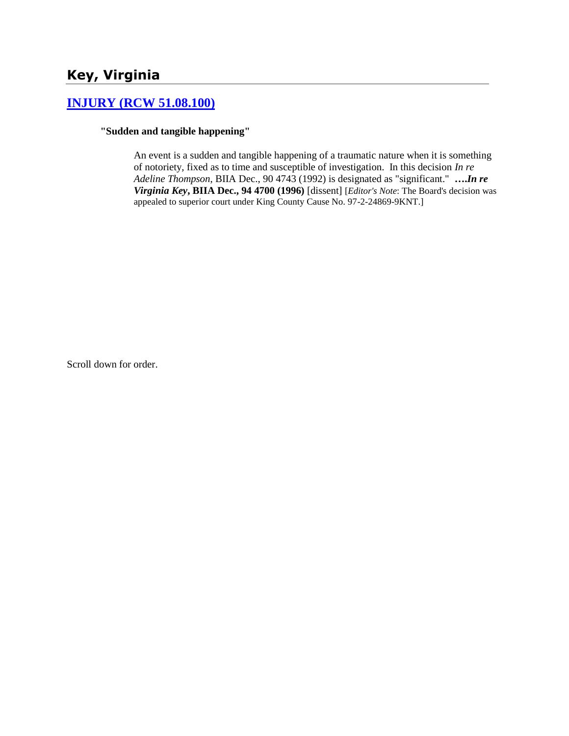## Key, Virginia

### [INJURY (RCW 51.08.100)]()

**"Sudden and tangible happening"**

An event is a sudden and tangible happening of a traumatic nature when it is something of notoriety, fixed as to time and susceptible of investigation. In this decision *In re Adeline Thompson*, BIIA Dec., 90 4743 (1992) is designated as "significant." ***….In re Virginia Key*, BIIA Dec., 94 4700 (1996)** [dissent] [*Editor's Note*: The Board's decision was appealed to superior court under King County Cause No. 97-2-24869-9KNT.]

Scroll down for order.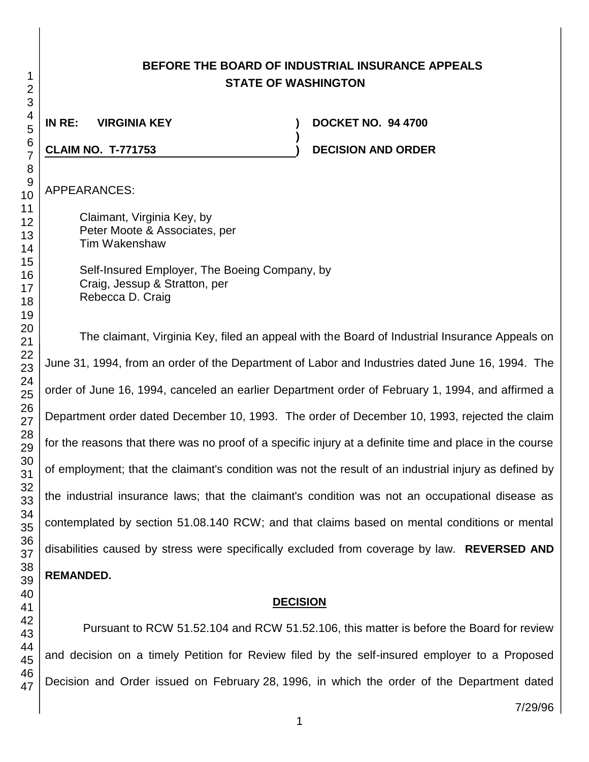# BEFORE THE BOARD OF INDUSTRIAL INSURANCE APPEALS
## STATE OF WASHINGTON

**IN RE: VIRGINIA KEY** ) **DOCKET NO. 94 4700**
)
**CLAIM NO. T-771753** ) **DECISION AND ORDER**

APPEARANCES:

Claimant, Virginia Key, by
Peter Moote & Associates, per
Tim Wakenshaw

Self-Insured Employer, The Boeing Company, by
Craig, Jessup & Stratton, per
Rebecca D. Craig

The claimant, Virginia Key, filed an appeal with the Board of Industrial Insurance Appeals on June 31, 1994, from an order of the Department of Labor and Industries dated June 16, 1994. The order of June 16, 1994, canceled an earlier Department order of February 1, 1994, and affirmed a Department order dated December 10, 1993. The order of December 10, 1993, rejected the claim for the reasons that there was no proof of a specific injury at a definite time and place in the course of employment; that the claimant's condition was not the result of an industrial injury as defined by the industrial insurance laws; that the claimant's condition was not an occupational disease as contemplated by section 51.08.140 RCW; and that claims based on mental conditions or mental disabilities caused by stress were specifically excluded from coverage by law. **REVERSED AND REMANDED.**

## DECISION

Pursuant to RCW 51.52.104 and RCW 51.52.106, this matter is before the Board for review and decision on a timely Petition for Review filed by the self-insured employer to a Proposed Decision and Order issued on February 28, 1996, in which the order of the Department dated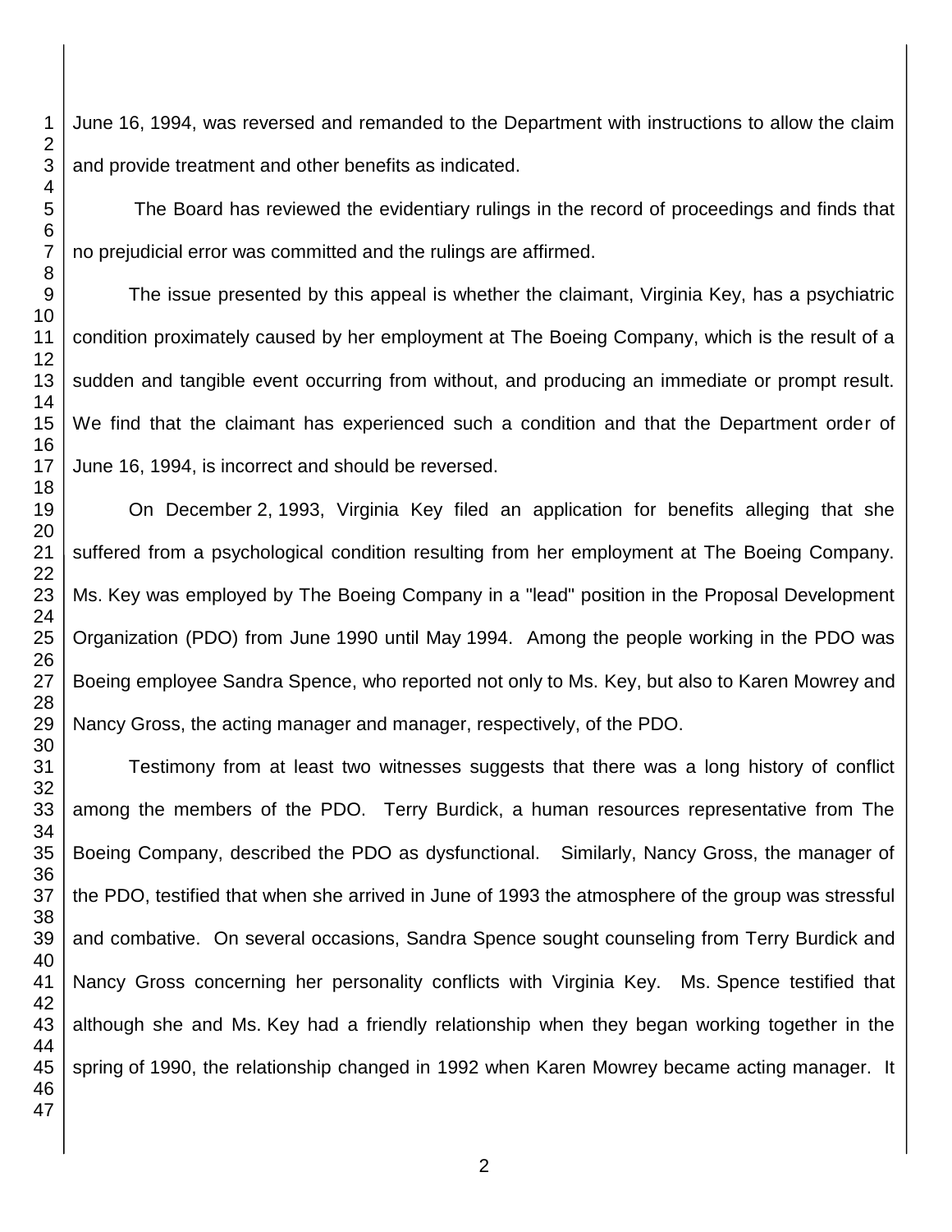June 16, 1994, was reversed and remanded to the Department with instructions to allow the claim and provide treatment and other benefits as indicated.

The Board has reviewed the evidentiary rulings in the record of proceedings and finds that no prejudicial error was committed and the rulings are affirmed.

The issue presented by this appeal is whether the claimant, Virginia Key, has a psychiatric condition proximately caused by her employment at The Boeing Company, which is the result of a sudden and tangible event occurring from without, and producing an immediate or prompt result. We find that the claimant has experienced such a condition and that the Department order of June 16, 1994, is incorrect and should be reversed.

On December 2, 1993, Virginia Key filed an application for benefits alleging that she suffered from a psychological condition resulting from her employment at The Boeing Company. Ms. Key was employed by The Boeing Company in a "lead" position in the Proposal Development Organization (PDO) from June 1990 until May 1994. Among the people working in the PDO was Boeing employee Sandra Spence, who reported not only to Ms. Key, but also to Karen Mowrey and Nancy Gross, the acting manager and manager, respectively, of the PDO.

Testimony from at least two witnesses suggests that there was a long history of conflict among the members of the PDO. Terry Burdick, a human resources representative from The Boeing Company, described the PDO as dysfunctional. Similarly, Nancy Gross, the manager of the PDO, testified that when she arrived in June of 1993 the atmosphere of the group was stressful and combative. On several occasions, Sandra Spence sought counseling from Terry Burdick and Nancy Gross concerning her personality conflicts with Virginia Key. Ms. Spence testified that although she and Ms. Key had a friendly relationship when they began working together in the spring of 1990, the relationship changed in 1992 when Karen Mowrey became acting manager. It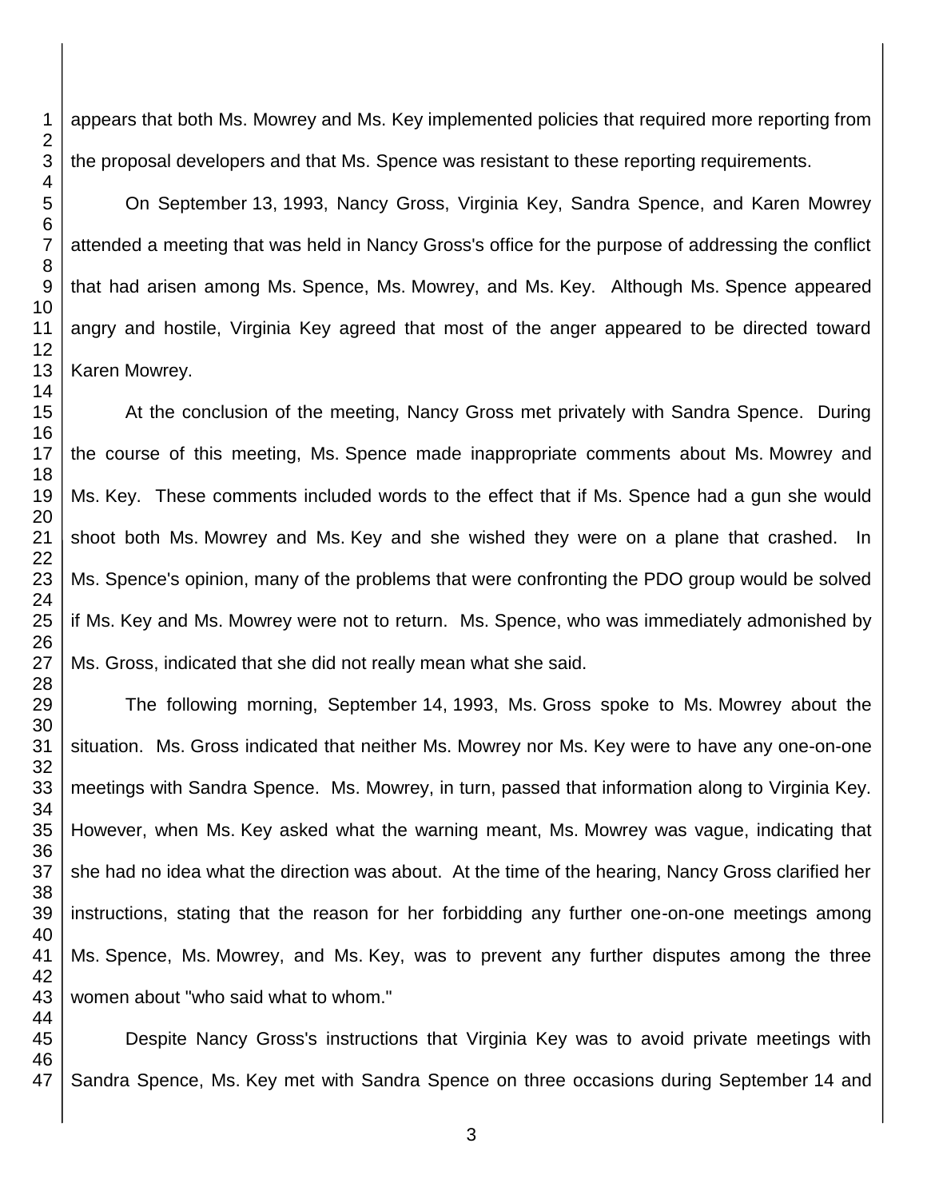appears that both Ms. Mowrey and Ms. Key implemented policies that required more reporting from the proposal developers and that Ms. Spence was resistant to these reporting requirements.

On September 13, 1993, Nancy Gross, Virginia Key, Sandra Spence, and Karen Mowrey attended a meeting that was held in Nancy Gross's office for the purpose of addressing the conflict that had arisen among Ms. Spence, Ms. Mowrey, and Ms. Key. Although Ms. Spence appeared angry and hostile, Virginia Key agreed that most of the anger appeared to be directed toward Karen Mowrey.

At the conclusion of the meeting, Nancy Gross met privately with Sandra Spence. During the course of this meeting, Ms. Spence made inappropriate comments about Ms. Mowrey and Ms. Key. These comments included words to the effect that if Ms. Spence had a gun she would shoot both Ms. Mowrey and Ms. Key and she wished they were on a plane that crashed. In Ms. Spence's opinion, many of the problems that were confronting the PDO group would be solved if Ms. Key and Ms. Mowrey were not to return. Ms. Spence, who was immediately admonished by Ms. Gross, indicated that she did not really mean what she said.

The following morning, September 14, 1993, Ms. Gross spoke to Ms. Mowrey about the situation. Ms. Gross indicated that neither Ms. Mowrey nor Ms. Key were to have any one-on-one meetings with Sandra Spence. Ms. Mowrey, in turn, passed that information along to Virginia Key. However, when Ms. Key asked what the warning meant, Ms. Mowrey was vague, indicating that she had no idea what the direction was about. At the time of the hearing, Nancy Gross clarified her instructions, stating that the reason for her forbidding any further one-on-one meetings among Ms. Spence, Ms. Mowrey, and Ms. Key, was to prevent any further disputes among the three women about "who said what to whom."

Despite Nancy Gross's instructions that Virginia Key was to avoid private meetings with Sandra Spence, Ms. Key met with Sandra Spence on three occasions during September 14 and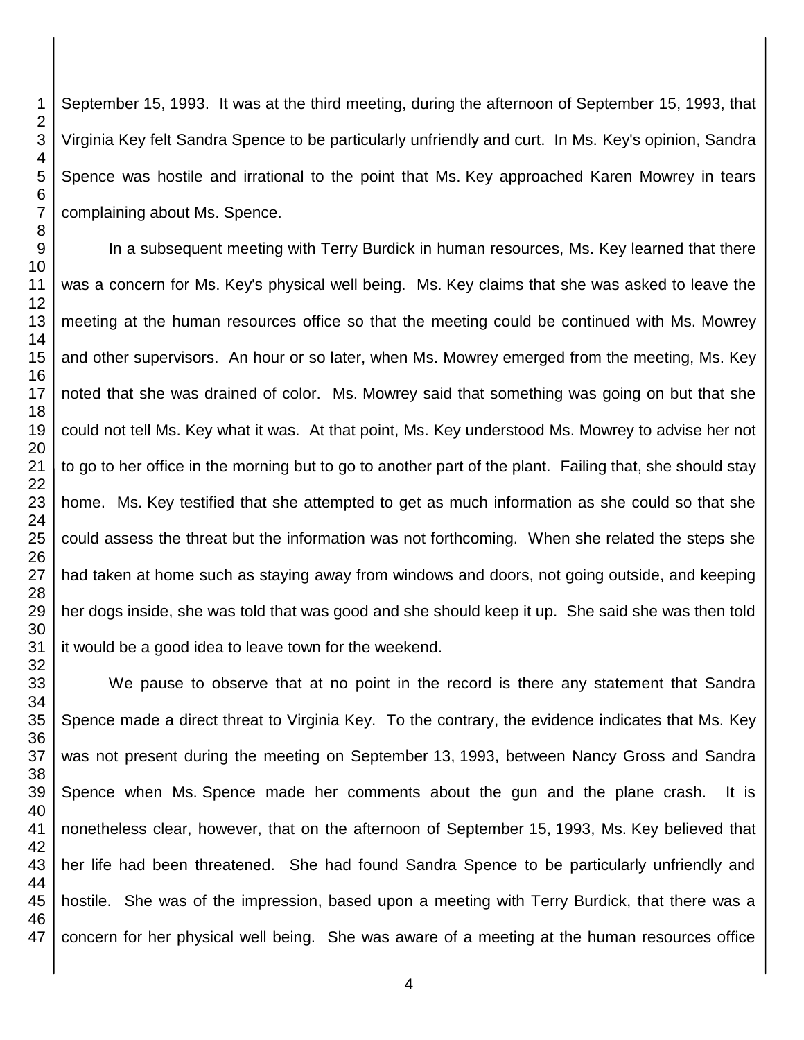September 15, 1993. It was at the third meeting, during the afternoon of September 15, 1993, that Virginia Key felt Sandra Spence to be particularly unfriendly and curt. In Ms. Key's opinion, Sandra Spence was hostile and irrational to the point that Ms. Key approached Karen Mowrey in tears complaining about Ms. Spence.

In a subsequent meeting with Terry Burdick in human resources, Ms. Key learned that there was a concern for Ms. Key's physical well being. Ms. Key claims that she was asked to leave the meeting at the human resources office so that the meeting could be continued with Ms. Mowrey and other supervisors. An hour or so later, when Ms. Mowrey emerged from the meeting, Ms. Key noted that she was drained of color. Ms. Mowrey said that something was going on but that she could not tell Ms. Key what it was. At that point, Ms. Key understood Ms. Mowrey to advise her not to go to her office in the morning but to go to another part of the plant. Failing that, she should stay home. Ms. Key testified that she attempted to get as much information as she could so that she could assess the threat but the information was not forthcoming. When she related the steps she had taken at home such as staying away from windows and doors, not going outside, and keeping her dogs inside, she was told that was good and she should keep it up. She said she was then told it would be a good idea to leave town for the weekend.

We pause to observe that at no point in the record is there any statement that Sandra Spence made a direct threat to Virginia Key. To the contrary, the evidence indicates that Ms. Key was not present during the meeting on September 13, 1993, between Nancy Gross and Sandra Spence when Ms. Spence made her comments about the gun and the plane crash. It is nonetheless clear, however, that on the afternoon of September 15, 1993, Ms. Key believed that her life had been threatened. She had found Sandra Spence to be particularly unfriendly and hostile. She was of the impression, based upon a meeting with Terry Burdick, that there was a concern for her physical well being. She was aware of a meeting at the human resources office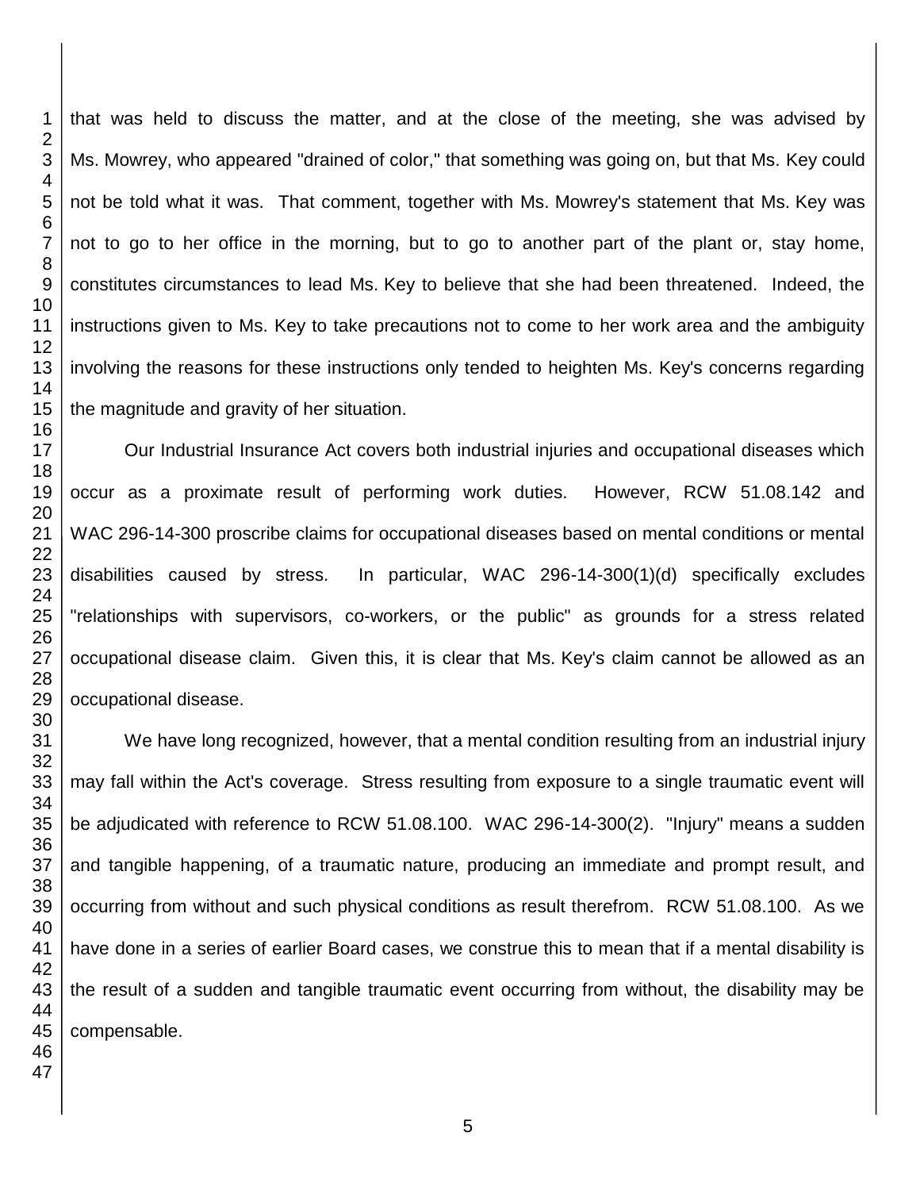that was held to discuss the matter, and at the close of the meeting, she was advised by Ms. Mowrey, who appeared "drained of color," that something was going on, but that Ms. Key could not be told what it was. That comment, together with Ms. Mowrey's statement that Ms. Key was not to go to her office in the morning, but to go to another part of the plant or, stay home, constitutes circumstances to lead Ms. Key to believe that she had been threatened. Indeed, the instructions given to Ms. Key to take precautions not to come to her work area and the ambiguity involving the reasons for these instructions only tended to heighten Ms. Key's concerns regarding the magnitude and gravity of her situation.

Our Industrial Insurance Act covers both industrial injuries and occupational diseases which occur as a proximate result of performing work duties. However, RCW 51.08.142 and WAC 296-14-300 proscribe claims for occupational diseases based on mental conditions or mental disabilities caused by stress. In particular, WAC 296-14-300(1)(d) specifically excludes "relationships with supervisors, co-workers, or the public" as grounds for a stress related occupational disease claim. Given this, it is clear that Ms. Key's claim cannot be allowed as an occupational disease.

We have long recognized, however, that a mental condition resulting from an industrial injury may fall within the Act's coverage. Stress resulting from exposure to a single traumatic event will be adjudicated with reference to RCW 51.08.100. WAC 296-14-300(2). "Injury" means a sudden and tangible happening, of a traumatic nature, producing an immediate and prompt result, and occurring from without and such physical conditions as result therefrom. RCW 51.08.100. As we have done in a series of earlier Board cases, we construe this to mean that if a mental disability is the result of a sudden and tangible traumatic event occurring from without, the disability may be compensable.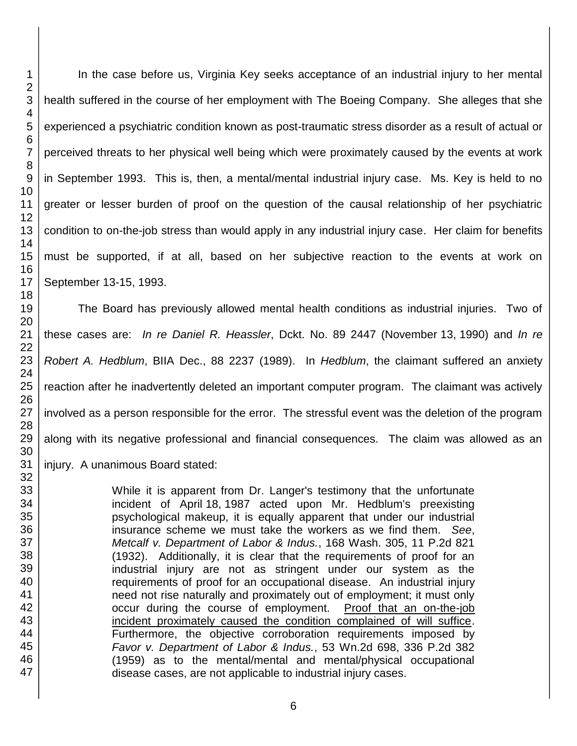In the case before us, Virginia Key seeks acceptance of an industrial injury to her mental health suffered in the course of her employment with The Boeing Company. She alleges that she experienced a psychiatric condition known as post-traumatic stress disorder as a result of actual or perceived threats to her physical well being which were proximately caused by the events at work in September 1993. This is, then, a mental/mental industrial injury case. Ms. Key is held to no greater or lesser burden of proof on the question of the causal relationship of her psychiatric condition to on-the-job stress than would apply in any industrial injury case. Her claim for benefits must be supported, if at all, based on her subjective reaction to the events at work on September 13-15, 1993.

The Board has previously allowed mental health conditions as industrial injuries. Two of these cases are: *In re Daniel R. Heassler*, Dckt. No. 89 2447 (November 13, 1990) and *In re Robert A. Hedblum*, BIIA Dec., 88 2237 (1989). In *Hedblum*, the claimant suffered an anxiety reaction after he inadvertently deleted an important computer program. The claimant was actively involved as a person responsible for the error. The stressful event was the deletion of the program along with its negative professional and financial consequences. The claim was allowed as an injury. A unanimous Board stated:

> While it is apparent from Dr. Langer's testimony that the unfortunate incident of April 18, 1987 acted upon Mr. Hedblum's preexisting psychological makeup, it is equally apparent that under our industrial insurance scheme we must take the workers as we find them. *See*, *Metcalf v. Department of Labor & Indus.*, 168 Wash. 305, 11 P.2d 821 (1932). Additionally, it is clear that the requirements of proof for an industrial injury are not as stringent under our system as the requirements of proof for an occupational disease. An industrial injury need not rise naturally and proximately out of employment; it must only occur during the course of employment. <u>Proof that an on-the-job incident proximately caused the condition complained of will suffice</u>. Furthermore, the objective corroboration requirements imposed by *Favor v. Department of Labor & Indus.*, 53 Wn.2d 698, 336 P.2d 382 (1959) as to the mental/mental and mental/physical occupational disease cases, are not applicable to industrial injury cases.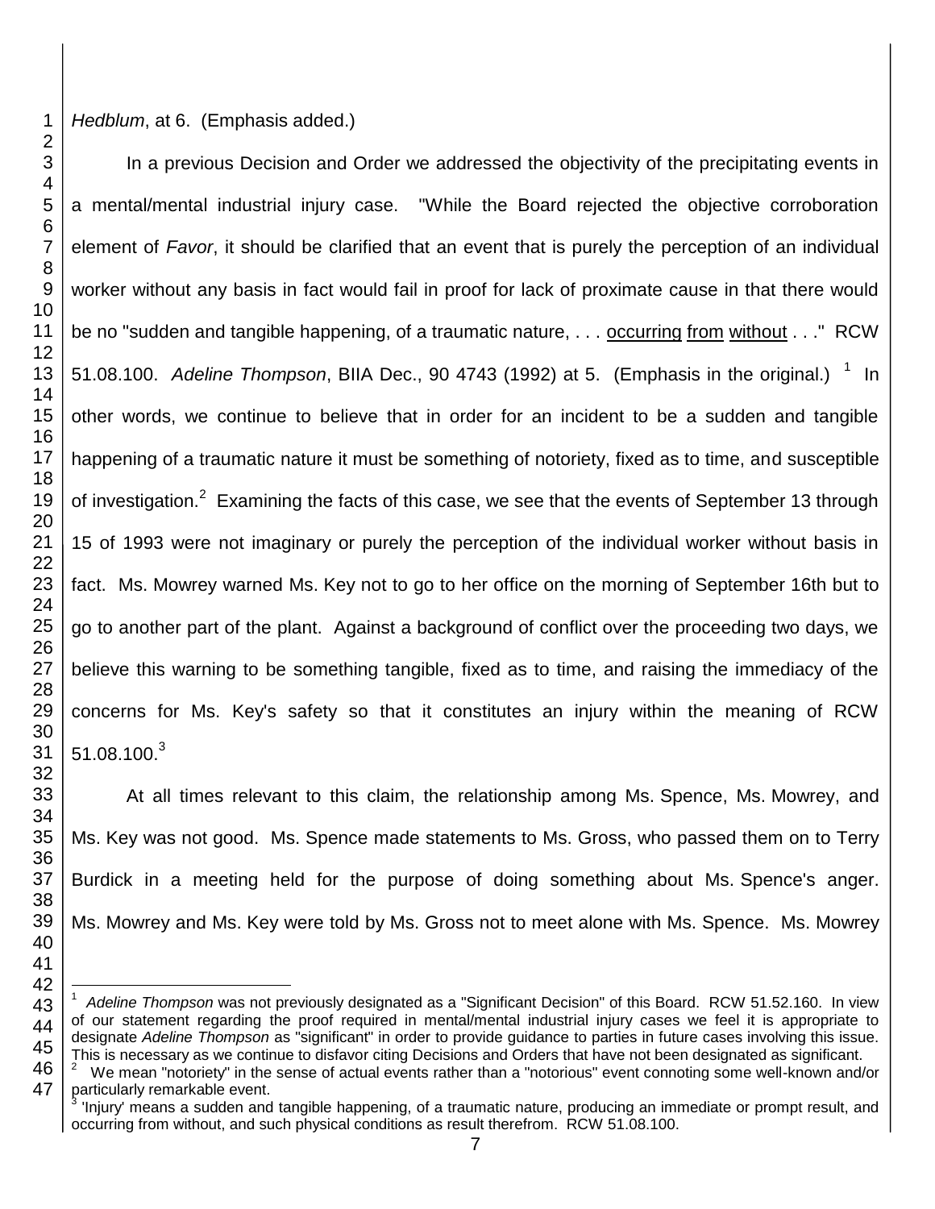*Hedblum*, at 6. (Emphasis added.)

In a previous Decision and Order we addressed the objectivity of the precipitating events in a mental/mental industrial injury case. "While the Board rejected the objective corroboration element of *Favor*, it should be clarified that an event that is purely the perception of an individual worker without any basis in fact would fail in proof for lack of proximate cause in that there would be no "sudden and tangible happening, of a traumatic nature, . . . occurring from without . . ." RCW 51.08.100. *Adeline Thompson*, BIIA Dec., 90 4743 (1992) at 5. (Emphasis in the original.) [1] In other words, we continue to believe that in order for an incident to be a sudden and tangible happening of a traumatic nature it must be something of notoriety, fixed as to time, and susceptible of investigation.[2] Examining the facts of this case, we see that the events of September 13 through 15 of 1993 were not imaginary or purely the perception of the individual worker without basis in fact. Ms. Mowrey warned Ms. Key not to go to her office on the morning of September 16th but to go to another part of the plant. Against a background of conflict over the proceeding two days, we believe this warning to be something tangible, fixed as to time, and raising the immediacy of the concerns for Ms. Key's safety so that it constitutes an injury within the meaning of RCW 51.08.100.[3]

At all times relevant to this claim, the relationship among Ms. Spence, Ms. Mowrey, and Ms. Key was not good. Ms. Spence made statements to Ms. Gross, who passed them on to Terry Burdick in a meeting held for the purpose of doing something about Ms. Spence's anger. Ms. Mowrey and Ms. Key were told by Ms. Gross not to meet alone with Ms. Spence. Ms. Mowrey

---

[1] *Adeline Thompson* was not previously designated as a "Significant Decision" of this Board. RCW 51.52.160. In view of our statement regarding the proof required in mental/mental industrial injury cases we feel it is appropriate to designate *Adeline Thompson* as "significant" in order to provide guidance to parties in future cases involving this issue. This is necessary as we continue to disfavor citing Decisions and Orders that have not been designated as significant.

[2] We mean "notoriety" in the sense of actual events rather than a "notorious" event connoting some well-known and/or particularly remarkable event.

[3] 'Injury' means a sudden and tangible happening, of a traumatic nature, producing an immediate or prompt result, and occurring from without, and such physical conditions as result therefrom. RCW 51.08.100.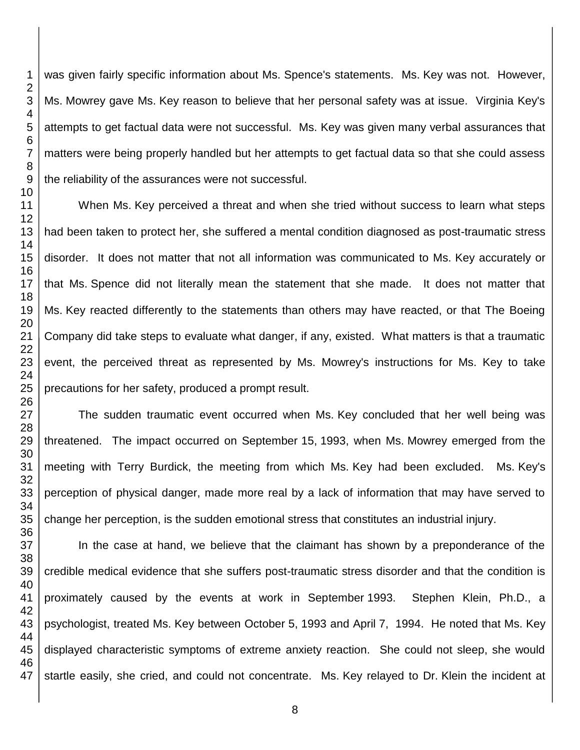was given fairly specific information about Ms. Spence's statements. Ms. Key was not. However, Ms. Mowrey gave Ms. Key reason to believe that her personal safety was at issue. Virginia Key's attempts to get factual data were not successful. Ms. Key was given many verbal assurances that matters were being properly handled but her attempts to get factual data so that she could assess the reliability of the assurances were not successful.

When Ms. Key perceived a threat and when she tried without success to learn what steps had been taken to protect her, she suffered a mental condition diagnosed as post-traumatic stress disorder. It does not matter that not all information was communicated to Ms. Key accurately or that Ms. Spence did not literally mean the statement that she made. It does not matter that Ms. Key reacted differently to the statements than others may have reacted, or that The Boeing Company did take steps to evaluate what danger, if any, existed. What matters is that a traumatic event, the perceived threat as represented by Ms. Mowrey's instructions for Ms. Key to take precautions for her safety, produced a prompt result.

The sudden traumatic event occurred when Ms. Key concluded that her well being was threatened. The impact occurred on September 15, 1993, when Ms. Mowrey emerged from the meeting with Terry Burdick, the meeting from which Ms. Key had been excluded. Ms. Key's perception of physical danger, made more real by a lack of information that may have served to change her perception, is the sudden emotional stress that constitutes an industrial injury.

In the case at hand, we believe that the claimant has shown by a preponderance of the credible medical evidence that she suffers post-traumatic stress disorder and that the condition is proximately caused by the events at work in September 1993. Stephen Klein, Ph.D., a psychologist, treated Ms. Key between October 5, 1993 and April 7, 1994. He noted that Ms. Key displayed characteristic symptoms of extreme anxiety reaction. She could not sleep, she would startle easily, she cried, and could not concentrate. Ms. Key relayed to Dr. Klein the incident at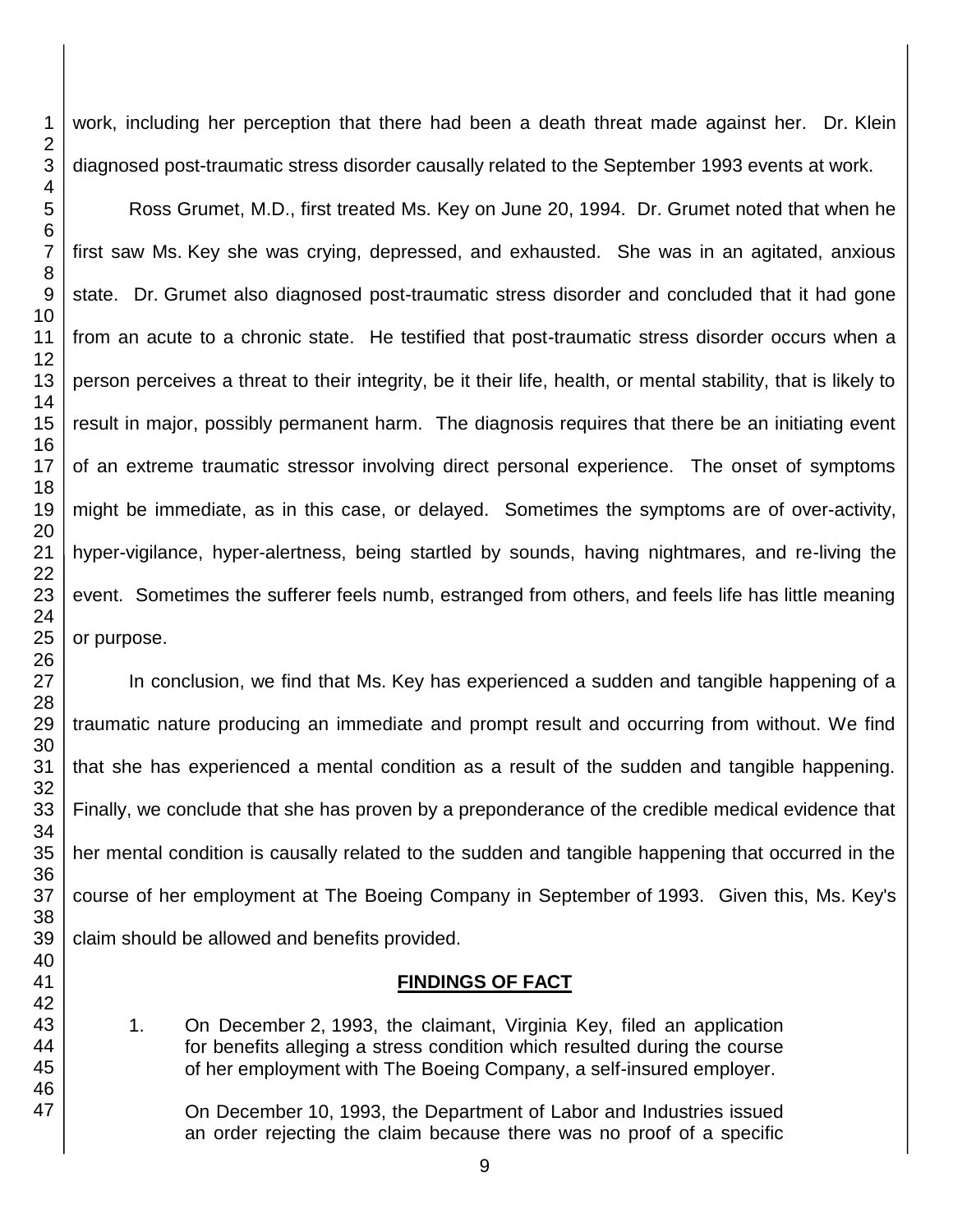work, including her perception that there had been a death threat made against her. Dr. Klein diagnosed post-traumatic stress disorder causally related to the September 1993 events at work.

Ross Grumet, M.D., first treated Ms. Key on June 20, 1994. Dr. Grumet noted that when he first saw Ms. Key she was crying, depressed, and exhausted. She was in an agitated, anxious state. Dr. Grumet also diagnosed post-traumatic stress disorder and concluded that it had gone from an acute to a chronic state. He testified that post-traumatic stress disorder occurs when a person perceives a threat to their integrity, be it their life, health, or mental stability, that is likely to result in major, possibly permanent harm. The diagnosis requires that there be an initiating event of an extreme traumatic stressor involving direct personal experience. The onset of symptoms might be immediate, as in this case, or delayed. Sometimes the symptoms are of over-activity, hyper-vigilance, hyper-alertness, being startled by sounds, having nightmares, and re-living the event. Sometimes the sufferer feels numb, estranged from others, and feels life has little meaning or purpose.

In conclusion, we find that Ms. Key has experienced a sudden and tangible happening of a traumatic nature producing an immediate and prompt result and occurring from without. We find that she has experienced a mental condition as a result of the sudden and tangible happening. Finally, we conclude that she has proven by a preponderance of the credible medical evidence that her mental condition is causally related to the sudden and tangible happening that occurred in the course of her employment at The Boeing Company in September of 1993. Given this, Ms. Key's claim should be allowed and benefits provided.

## FINDINGS OF FACT

1. On December 2, 1993, the claimant, Virginia Key, filed an application for benefits alleging a stress condition which resulted during the course of her employment with The Boeing Company, a self-insured employer.

   On December 10, 1993, the Department of Labor and Industries issued an order rejecting the claim because there was no proof of a specific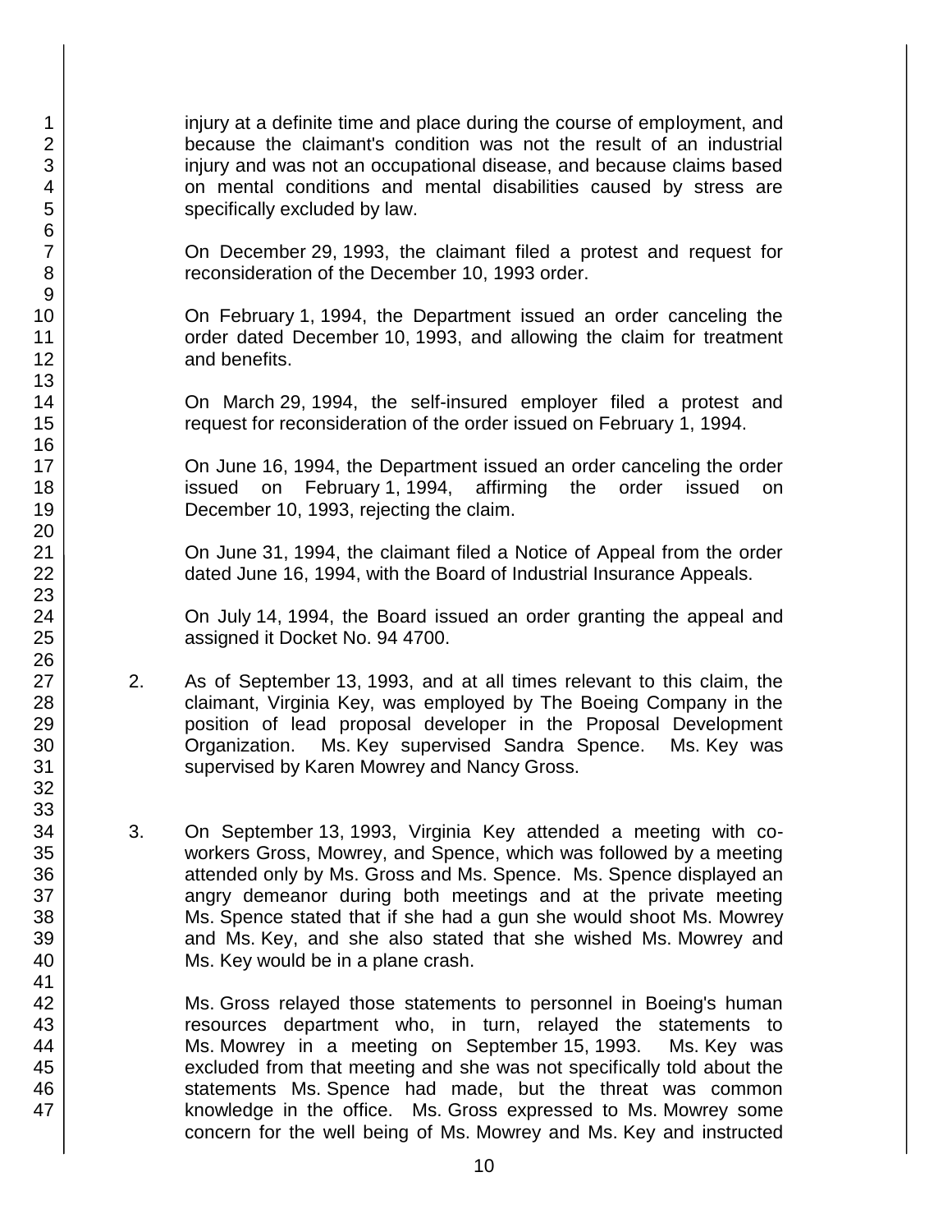injury at a definite time and place during the course of employment, and because the claimant's condition was not the result of an industrial injury and was not an occupational disease, and because claims based on mental conditions and mental disabilities caused by stress are specifically excluded by law.

On December 29, 1993, the claimant filed a protest and request for reconsideration of the December 10, 1993 order.

On February 1, 1994, the Department issued an order canceling the order dated December 10, 1993, and allowing the claim for treatment and benefits.

On March 29, 1994, the self-insured employer filed a protest and request for reconsideration of the order issued on February 1, 1994.

On June 16, 1994, the Department issued an order canceling the order issued on February 1, 1994, affirming the order issued on December 10, 1993, rejecting the claim.

On June 31, 1994, the claimant filed a Notice of Appeal from the order dated June 16, 1994, with the Board of Industrial Insurance Appeals.

On July 14, 1994, the Board issued an order granting the appeal and assigned it Docket No. 94 4700.

2. As of September 13, 1993, and at all times relevant to this claim, the claimant, Virginia Key, was employed by The Boeing Company in the position of lead proposal developer in the Proposal Development Organization. Ms. Key supervised Sandra Spence. Ms. Key was supervised by Karen Mowrey and Nancy Gross.

3. On September 13, 1993, Virginia Key attended a meeting with co-workers Gross, Mowrey, and Spence, which was followed by a meeting attended only by Ms. Gross and Ms. Spence. Ms. Spence displayed an angry demeanor during both meetings and at the private meeting Ms. Spence stated that if she had a gun she would shoot Ms. Mowrey and Ms. Key, and she also stated that she wished Ms. Mowrey and Ms. Key would be in a plane crash.

   Ms. Gross relayed those statements to personnel in Boeing's human resources department who, in turn, relayed the statements to Ms. Mowrey in a meeting on September 15, 1993. Ms. Key was excluded from that meeting and she was not specifically told about the statements Ms. Spence had made, but the threat was common knowledge in the office. Ms. Gross expressed to Ms. Mowrey some concern for the well being of Ms. Mowrey and Ms. Key and instructed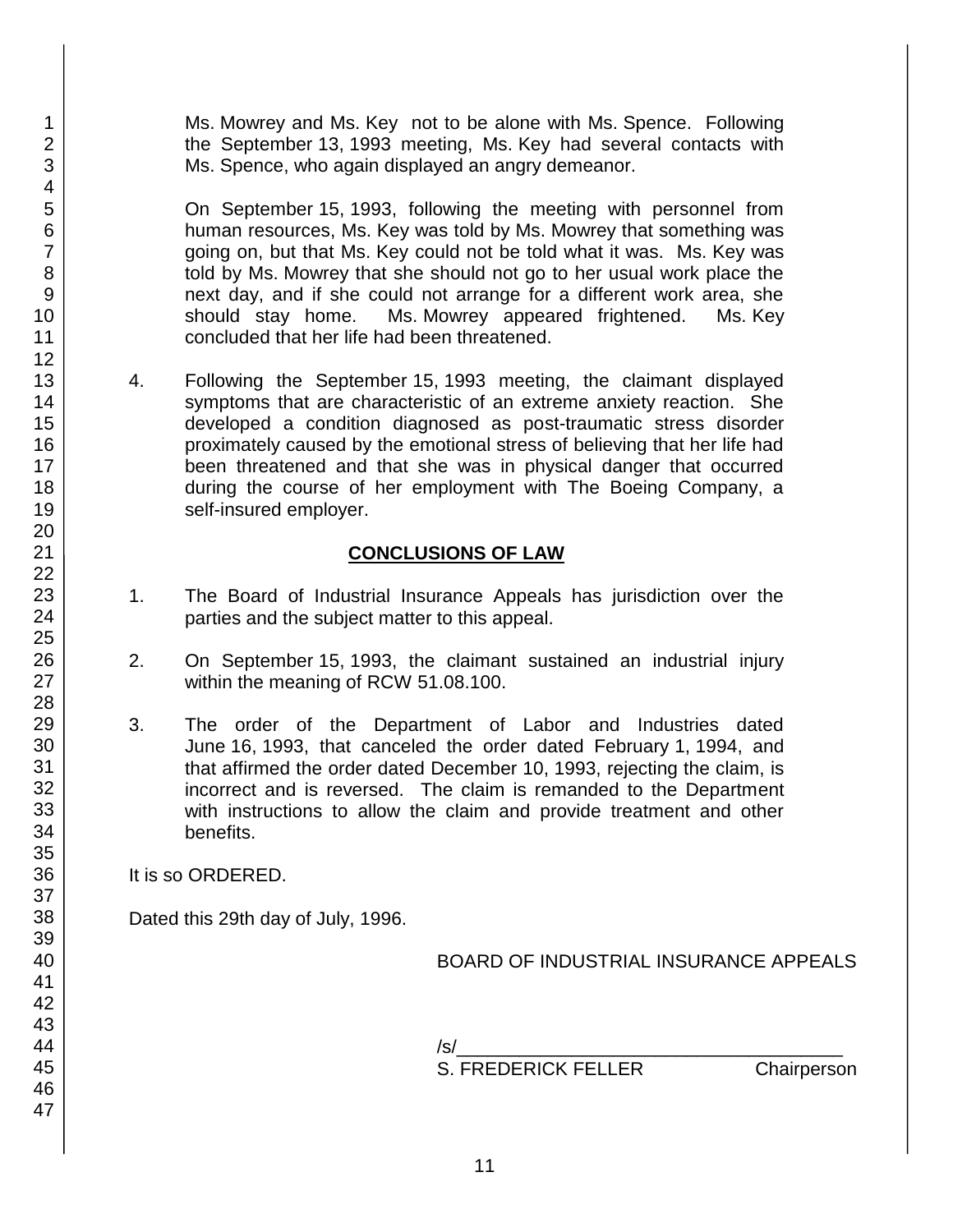Ms. Mowrey and Ms. Key not to be alone with Ms. Spence. Following the September 13, 1993 meeting, Ms. Key had several contacts with Ms. Spence, who again displayed an angry demeanor.

On September 15, 1993, following the meeting with personnel from human resources, Ms. Key was told by Ms. Mowrey that something was going on, but that Ms. Key could not be told what it was. Ms. Key was told by Ms. Mowrey that she should not go to her usual work place the next day, and if she could not arrange for a different work area, she should stay home. Ms. Mowrey appeared frightened. Ms. Key concluded that her life had been threatened.

4. Following the September 15, 1993 meeting, the claimant displayed symptoms that are characteristic of an extreme anxiety reaction. She developed a condition diagnosed as post-traumatic stress disorder proximately caused by the emotional stress of believing that her life had been threatened and that she was in physical danger that occurred during the course of her employment with The Boeing Company, a self-insured employer.

## CONCLUSIONS OF LAW

1. The Board of Industrial Insurance Appeals has jurisdiction over the parties and the subject matter to this appeal.

2. On September 15, 1993, the claimant sustained an industrial injury within the meaning of RCW 51.08.100.

3. The order of the Department of Labor and Industries dated June 16, 1993, that canceled the order dated February 1, 1994, and that affirmed the order dated December 10, 1993, rejecting the claim, is incorrect and is reversed. The claim is remanded to the Department with instructions to allow the claim and provide treatment and other benefits.

It is so ORDERED.

Dated this 29th day of July, 1996.

BOARD OF INDUSTRIAL INSURANCE APPEALS

/s/\_\_\_\_\_\_\_\_\_\_\_\_\_\_\_\_\_\_\_\_\_\_\_\_\_\_\_\_\_\_\_\_\_\_\_\_\_\_

S. FREDERICK FELLER Chairperson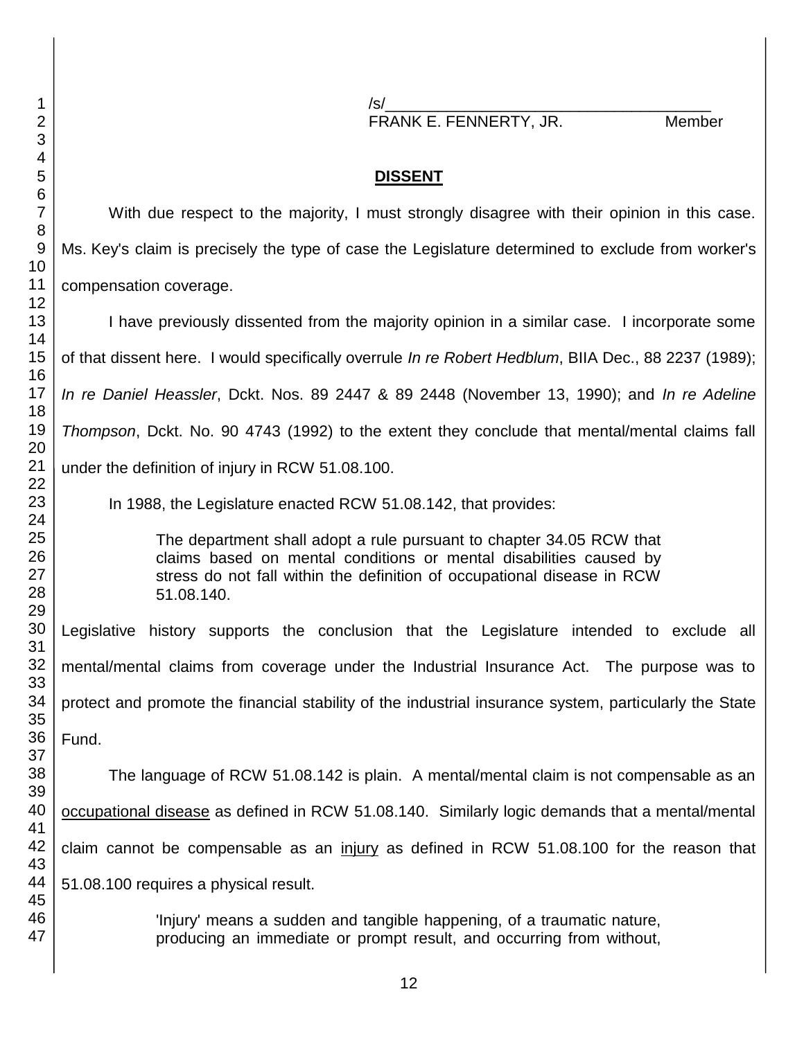/s/_____________________________________
FRANK E. FENNERTY, JR. Member

## DISSENT

With due respect to the majority, I must strongly disagree with their opinion in this case. Ms. Key's claim is precisely the type of case the Legislature determined to exclude from worker's compensation coverage.

I have previously dissented from the majority opinion in a similar case. I incorporate some of that dissent here. I would specifically overrule *In re Robert Hedblum*, BIIA Dec., 88 2237 (1989); *In re Daniel Heassler*, Dckt. Nos. 89 2447 & 89 2448 (November 13, 1990); and *In re Adeline Thompson*, Dckt. No. 90 4743 (1992) to the extent they conclude that mental/mental claims fall under the definition of injury in RCW 51.08.100.

In 1988, the Legislature enacted RCW 51.08.142, that provides:

> The department shall adopt a rule pursuant to chapter 34.05 RCW that claims based on mental conditions or mental disabilities caused by stress do not fall within the definition of occupational disease in RCW 51.08.140.

Legislative history supports the conclusion that the Legislature intended to exclude all mental/mental claims from coverage under the Industrial Insurance Act. The purpose was to protect and promote the financial stability of the industrial insurance system, particularly the State Fund.

The language of RCW 51.08.142 is plain. A mental/mental claim is not compensable as an <u>occupational disease</u> as defined in RCW 51.08.140. Similarly logic demands that a mental/mental claim cannot be compensable as an <u>injury</u> as defined in RCW 51.08.100 for the reason that 51.08.100 requires a physical result.

> 'Injury' means a sudden and tangible happening, of a traumatic nature, producing an immediate or prompt result, and occurring from without,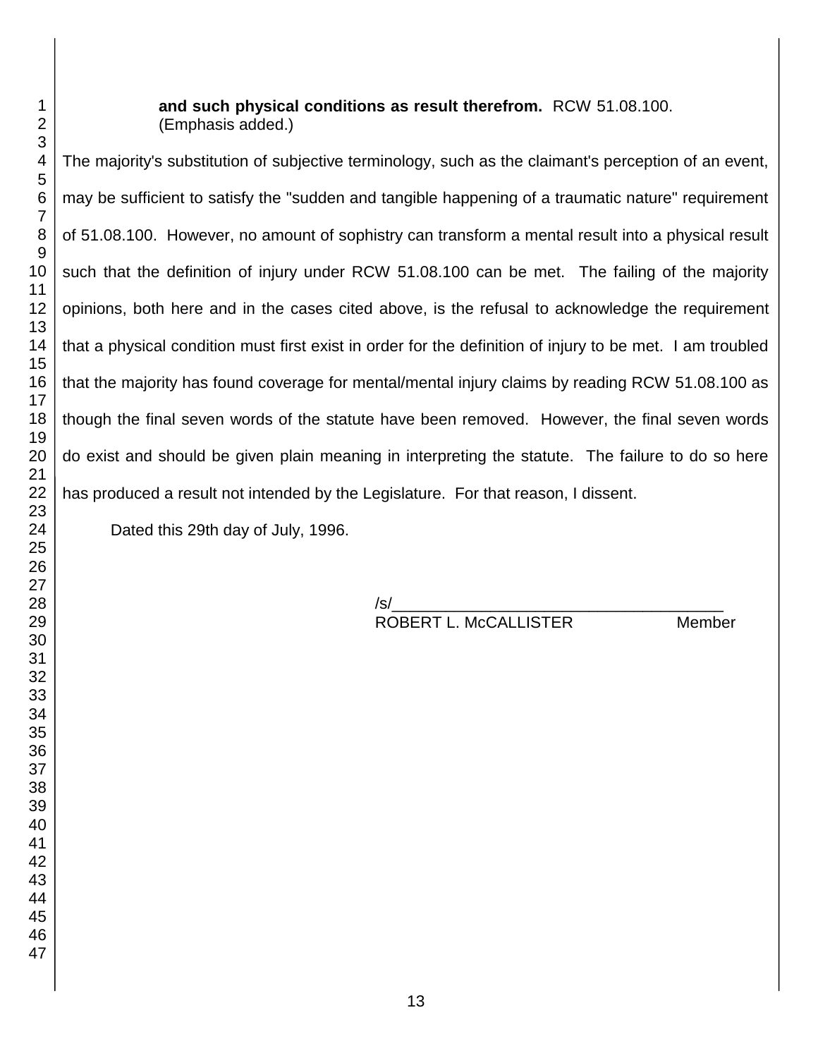> **and such physical conditions as result therefrom.** RCW 51.08.100. (Emphasis added.)

The majority's substitution of subjective terminology, such as the claimant's perception of an event, may be sufficient to satisfy the "sudden and tangible happening of a traumatic nature" requirement of 51.08.100. However, no amount of sophistry can transform a mental result into a physical result such that the definition of injury under RCW 51.08.100 can be met. The failing of the majority opinions, both here and in the cases cited above, is the refusal to acknowledge the requirement that a physical condition must first exist in order for the definition of injury to be met. I am troubled that the majority has found coverage for mental/mental injury claims by reading RCW 51.08.100 as though the final seven words of the statute have been removed. However, the final seven words do exist and should be given plain meaning in interpreting the statute. The failure to do so here has produced a result not intended by the Legislature. For that reason, I dissent.

Dated this 29th day of July, 1996.

/s/_____________________________________
ROBERT L. McCALLISTER Member